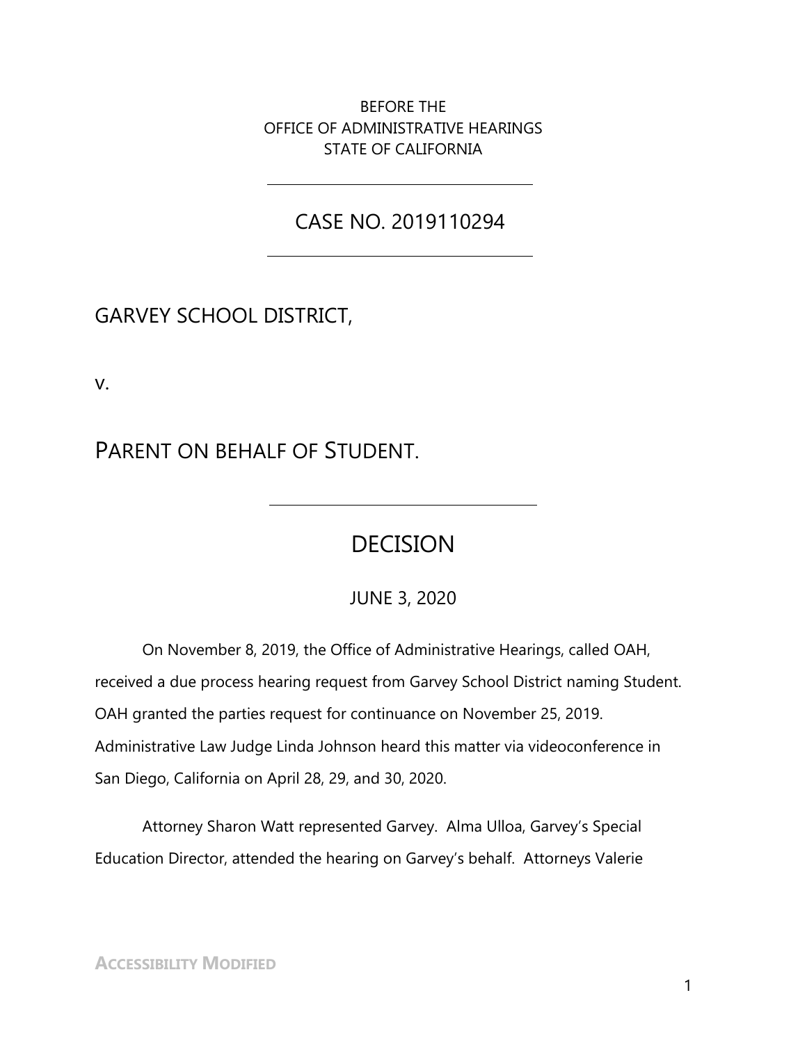BEFORE THE
OFFICE OF ADMINISTRATIVE HEARINGS
STATE OF CALIFORNIA

# CASE NO. 2019110294

GARVEY SCHOOL DISTRICT,

v.

PARENT ON BEHALF OF STUDENT.

# DECISION

JUNE 3, 2020

On November 8, 2019, the Office of Administrative Hearings, called OAH, received a due process hearing request from Garvey School District naming Student. OAH granted the parties request for continuance on November 25, 2019. Administrative Law Judge Linda Johnson heard this matter via videoconference in San Diego, California on April 28, 29, and 30, 2020.

Attorney Sharon Watt represented Garvey. Alma Ulloa, Garvey's Special Education Director, attended the hearing on Garvey's behalf. Attorneys Valerie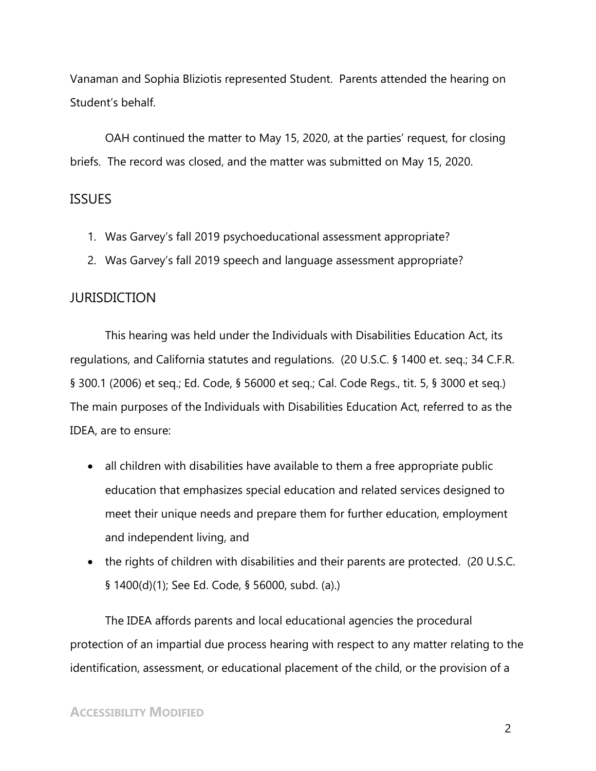Vanaman and Sophia Bliziotis represented Student. Parents attended the hearing on Student's behalf.

OAH continued the matter to May 15, 2020, at the parties' request, for closing briefs. The record was closed, and the matter was submitted on May 15, 2020.

## ISSUES

1. Was Garvey's fall 2019 psychoeducational assessment appropriate?
2. Was Garvey's fall 2019 speech and language assessment appropriate?

## JURISDICTION

This hearing was held under the Individuals with Disabilities Education Act, its regulations, and California statutes and regulations. (20 U.S.C. § 1400 et. seq.; 34 C.F.R. § 300.1 (2006) et seq.; Ed. Code, § 56000 et seq.; Cal. Code Regs., tit. 5, § 3000 et seq.) The main purposes of the Individuals with Disabilities Education Act, referred to as the IDEA, are to ensure:

- all children with disabilities have available to them a free appropriate public education that emphasizes special education and related services designed to meet their unique needs and prepare them for further education, employment and independent living, and
- the rights of children with disabilities and their parents are protected. (20 U.S.C. § 1400(d)(1); See Ed. Code, § 56000, subd. (a).)

The IDEA affords parents and local educational agencies the procedural protection of an impartial due process hearing with respect to any matter relating to the identification, assessment, or educational placement of the child, or the provision of a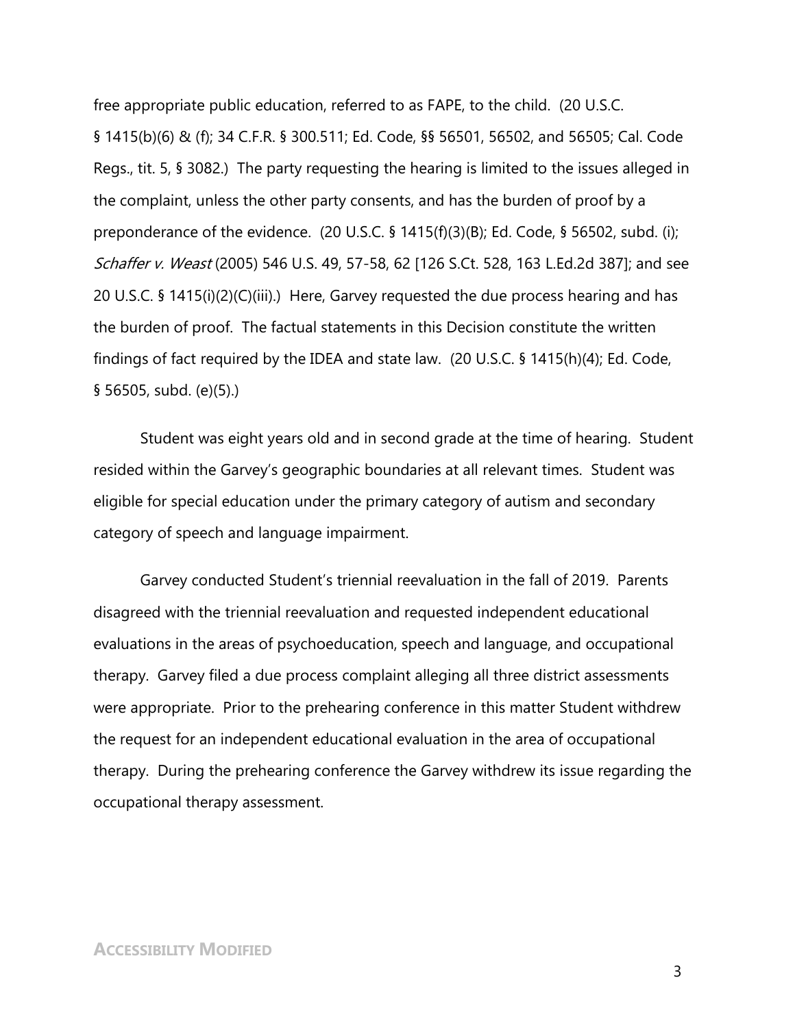free appropriate public education, referred to as FAPE, to the child. (20 U.S.C. § 1415(b)(6) & (f); 34 C.F.R. § 300.511; Ed. Code, §§ 56501, 56502, and 56505; Cal. Code Regs., tit. 5, § 3082.) The party requesting the hearing is limited to the issues alleged in the complaint, unless the other party consents, and has the burden of proof by a preponderance of the evidence. (20 U.S.C. § 1415(f)(3)(B); Ed. Code, § 56502, subd. (i); *Schaffer v. Weast* (2005) 546 U.S. 49, 57-58, 62 [126 S.Ct. 528, 163 L.Ed.2d 387]; and see 20 U.S.C. § 1415(i)(2)(C)(iii).) Here, Garvey requested the due process hearing and has the burden of proof. The factual statements in this Decision constitute the written findings of fact required by the IDEA and state law. (20 U.S.C. § 1415(h)(4); Ed. Code, § 56505, subd. (e)(5).)

Student was eight years old and in second grade at the time of hearing. Student resided within the Garvey's geographic boundaries at all relevant times. Student was eligible for special education under the primary category of autism and secondary category of speech and language impairment.

Garvey conducted Student's triennial reevaluation in the fall of 2019. Parents disagreed with the triennial reevaluation and requested independent educational evaluations in the areas of psychoeducation, speech and language, and occupational therapy. Garvey filed a due process complaint alleging all three district assessments were appropriate. Prior to the prehearing conference in this matter Student withdrew the request for an independent educational evaluation in the area of occupational therapy. During the prehearing conference the Garvey withdrew its issue regarding the occupational therapy assessment.

**Accessibility Modified**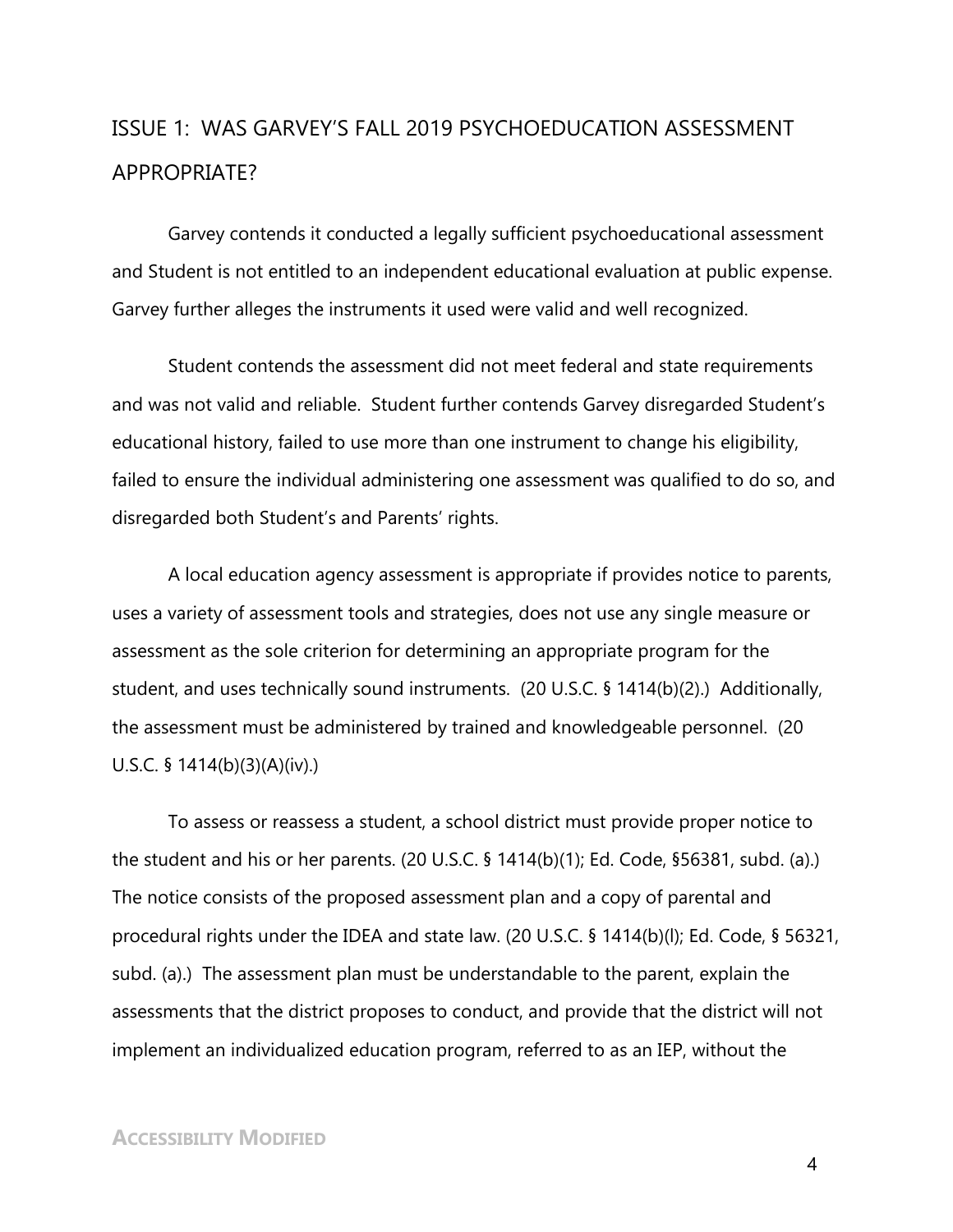## ISSUE 1: WAS GARVEY'S FALL 2019 PSYCHOEDUCATION ASSESSMENT APPROPRIATE?

Garvey contends it conducted a legally sufficient psychoeducational assessment and Student is not entitled to an independent educational evaluation at public expense. Garvey further alleges the instruments it used were valid and well recognized.

Student contends the assessment did not meet federal and state requirements and was not valid and reliable. Student further contends Garvey disregarded Student's educational history, failed to use more than one instrument to change his eligibility, failed to ensure the individual administering one assessment was qualified to do so, and disregarded both Student's and Parents' rights.

A local education agency assessment is appropriate if provides notice to parents, uses a variety of assessment tools and strategies, does not use any single measure or assessment as the sole criterion for determining an appropriate program for the student, and uses technically sound instruments. (20 U.S.C. § 1414(b)(2).) Additionally, the assessment must be administered by trained and knowledgeable personnel. (20 U.S.C. § 1414(b)(3)(A)(iv).)

To assess or reassess a student, a school district must provide proper notice to the student and his or her parents. (20 U.S.C. § 1414(b)(1); Ed. Code, §56381, subd. (a).) The notice consists of the proposed assessment plan and a copy of parental and procedural rights under the IDEA and state law. (20 U.S.C. § 1414(b)(l); Ed. Code, § 56321, subd. (a).) The assessment plan must be understandable to the parent, explain the assessments that the district proposes to conduct, and provide that the district will not implement an individualized education program, referred to as an IEP, without the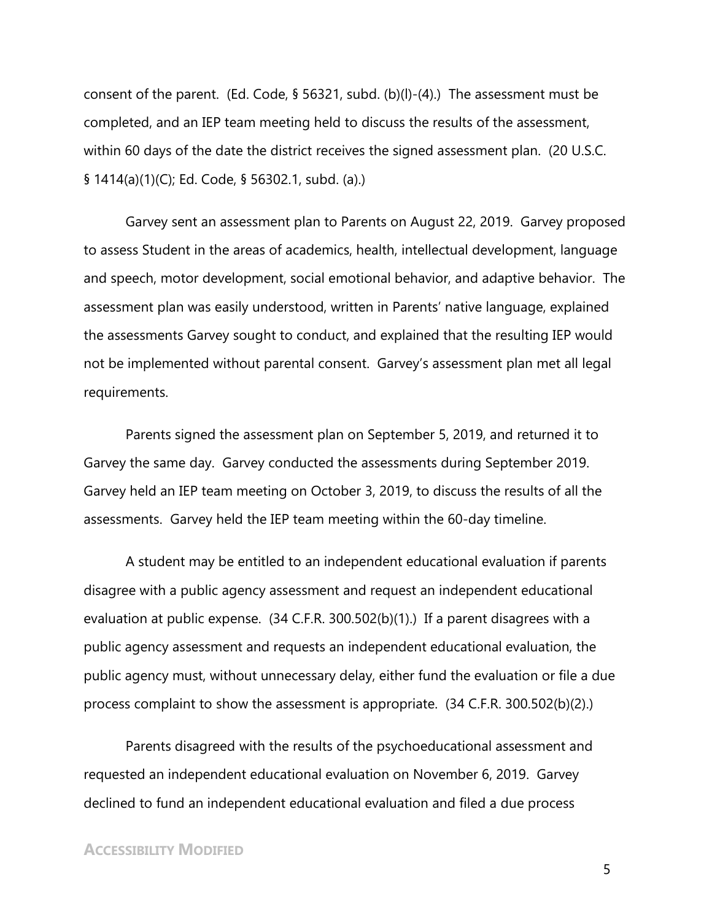consent of the parent. (Ed. Code, § 56321, subd. (b)(l)-(4).) The assessment must be completed, and an IEP team meeting held to discuss the results of the assessment, within 60 days of the date the district receives the signed assessment plan. (20 U.S.C. § 1414(a)(1)(C); Ed. Code, § 56302.1, subd. (a).)

Garvey sent an assessment plan to Parents on August 22, 2019. Garvey proposed to assess Student in the areas of academics, health, intellectual development, language and speech, motor development, social emotional behavior, and adaptive behavior. The assessment plan was easily understood, written in Parents' native language, explained the assessments Garvey sought to conduct, and explained that the resulting IEP would not be implemented without parental consent. Garvey's assessment plan met all legal requirements.

Parents signed the assessment plan on September 5, 2019, and returned it to Garvey the same day. Garvey conducted the assessments during September 2019. Garvey held an IEP team meeting on October 3, 2019, to discuss the results of all the assessments. Garvey held the IEP team meeting within the 60-day timeline.

A student may be entitled to an independent educational evaluation if parents disagree with a public agency assessment and request an independent educational evaluation at public expense. (34 C.F.R. 300.502(b)(1).) If a parent disagrees with a public agency assessment and requests an independent educational evaluation, the public agency must, without unnecessary delay, either fund the evaluation or file a due process complaint to show the assessment is appropriate. (34 C.F.R. 300.502(b)(2).)

Parents disagreed with the results of the psychoeducational assessment and requested an independent educational evaluation on November 6, 2019. Garvey declined to fund an independent educational evaluation and filed a due process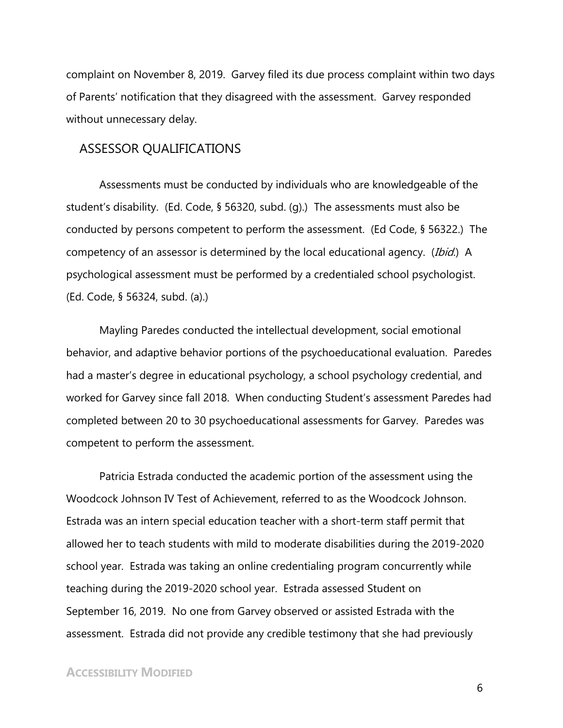complaint on November 8, 2019. Garvey filed its due process complaint within two days of Parents' notification that they disagreed with the assessment. Garvey responded without unnecessary delay.

## ASSESSOR QUALIFICATIONS

Assessments must be conducted by individuals who are knowledgeable of the student's disability. (Ed. Code, § 56320, subd. (g).) The assessments must also be conducted by persons competent to perform the assessment. (Ed Code, § 56322.) The competency of an assessor is determined by the local educational agency. (*Ibid.*) A psychological assessment must be performed by a credentialed school psychologist. (Ed. Code, § 56324, subd. (a).)

Mayling Paredes conducted the intellectual development, social emotional behavior, and adaptive behavior portions of the psychoeducational evaluation. Paredes had a master's degree in educational psychology, a school psychology credential, and worked for Garvey since fall 2018. When conducting Student's assessment Paredes had completed between 20 to 30 psychoeducational assessments for Garvey. Paredes was competent to perform the assessment.

Patricia Estrada conducted the academic portion of the assessment using the Woodcock Johnson IV Test of Achievement, referred to as the Woodcock Johnson. Estrada was an intern special education teacher with a short-term staff permit that allowed her to teach students with mild to moderate disabilities during the 2019-2020 school year. Estrada was taking an online credentialing program concurrently while teaching during the 2019-2020 school year. Estrada assessed Student on September 16, 2019. No one from Garvey observed or assisted Estrada with the assessment. Estrada did not provide any credible testimony that she had previously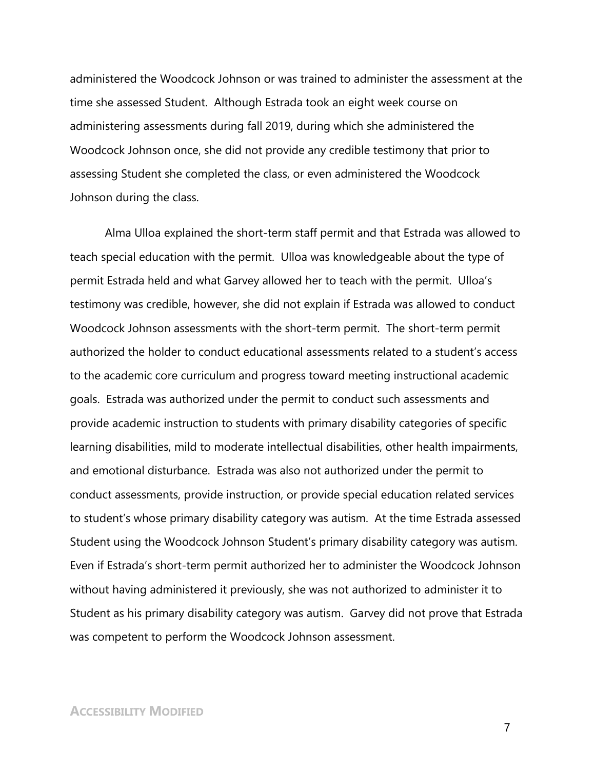administered the Woodcock Johnson or was trained to administer the assessment at the time she assessed Student. Although Estrada took an eight week course on administering assessments during fall 2019, during which she administered the Woodcock Johnson once, she did not provide any credible testimony that prior to assessing Student she completed the class, or even administered the Woodcock Johnson during the class.

Alma Ulloa explained the short-term staff permit and that Estrada was allowed to teach special education with the permit. Ulloa was knowledgeable about the type of permit Estrada held and what Garvey allowed her to teach with the permit. Ulloa's testimony was credible, however, she did not explain if Estrada was allowed to conduct Woodcock Johnson assessments with the short-term permit. The short-term permit authorized the holder to conduct educational assessments related to a student's access to the academic core curriculum and progress toward meeting instructional academic goals. Estrada was authorized under the permit to conduct such assessments and provide academic instruction to students with primary disability categories of specific learning disabilities, mild to moderate intellectual disabilities, other health impairments, and emotional disturbance. Estrada was also not authorized under the permit to conduct assessments, provide instruction, or provide special education related services to student's whose primary disability category was autism. At the time Estrada assessed Student using the Woodcock Johnson Student's primary disability category was autism. Even if Estrada's short-term permit authorized her to administer the Woodcock Johnson without having administered it previously, she was not authorized to administer it to Student as his primary disability category was autism. Garvey did not prove that Estrada was competent to perform the Woodcock Johnson assessment.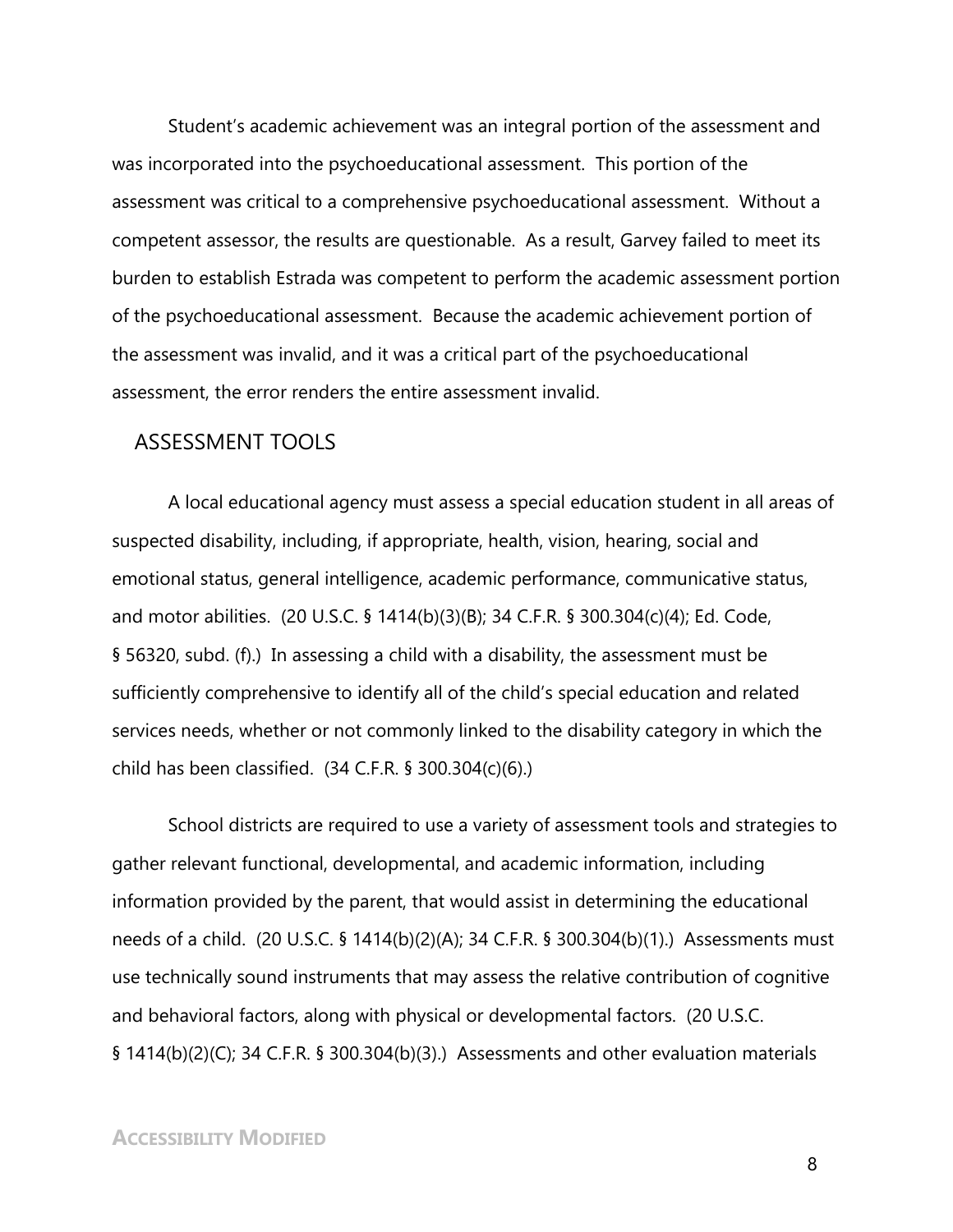Student's academic achievement was an integral portion of the assessment and was incorporated into the psychoeducational assessment. This portion of the assessment was critical to a comprehensive psychoeducational assessment. Without a competent assessor, the results are questionable. As a result, Garvey failed to meet its burden to establish Estrada was competent to perform the academic assessment portion of the psychoeducational assessment. Because the academic achievement portion of the assessment was invalid, and it was a critical part of the psychoeducational assessment, the error renders the entire assessment invalid.

## ASSESSMENT TOOLS

A local educational agency must assess a special education student in all areas of suspected disability, including, if appropriate, health, vision, hearing, social and emotional status, general intelligence, academic performance, communicative status, and motor abilities. (20 U.S.C. § 1414(b)(3)(B); 34 C.F.R. § 300.304(c)(4); Ed. Code, § 56320, subd. (f).) In assessing a child with a disability, the assessment must be sufficiently comprehensive to identify all of the child's special education and related services needs, whether or not commonly linked to the disability category in which the child has been classified. (34 C.F.R. § 300.304(c)(6).)

School districts are required to use a variety of assessment tools and strategies to gather relevant functional, developmental, and academic information, including information provided by the parent, that would assist in determining the educational needs of a child. (20 U.S.C. § 1414(b)(2)(A); 34 C.F.R. § 300.304(b)(1).) Assessments must use technically sound instruments that may assess the relative contribution of cognitive and behavioral factors, along with physical or developmental factors. (20 U.S.C. § 1414(b)(2)(C); 34 C.F.R. § 300.304(b)(3).) Assessments and other evaluation materials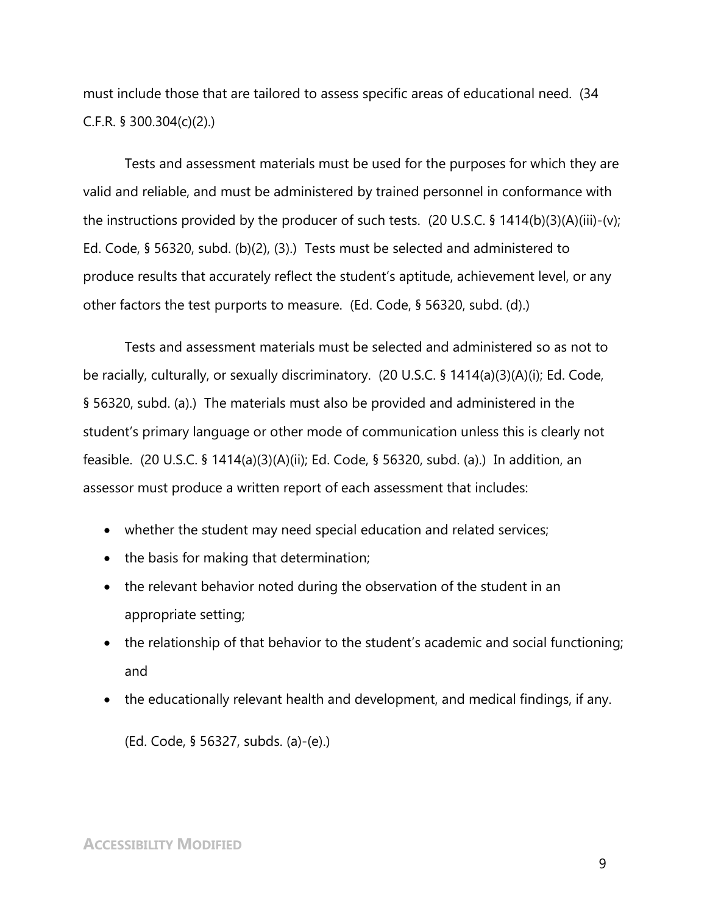must include those that are tailored to assess specific areas of educational need. (34 C.F.R. § 300.304(c)(2).)

Tests and assessment materials must be used for the purposes for which they are valid and reliable, and must be administered by trained personnel in conformance with the instructions provided by the producer of such tests. (20 U.S.C. § 1414(b)(3)(A)(iii)-(v); Ed. Code, § 56320, subd. (b)(2), (3).) Tests must be selected and administered to produce results that accurately reflect the student's aptitude, achievement level, or any other factors the test purports to measure. (Ed. Code, § 56320, subd. (d).)

Tests and assessment materials must be selected and administered so as not to be racially, culturally, or sexually discriminatory. (20 U.S.C. § 1414(a)(3)(A)(i); Ed. Code, § 56320, subd. (a).) The materials must also be provided and administered in the student's primary language or other mode of communication unless this is clearly not feasible. (20 U.S.C. § 1414(a)(3)(A)(ii); Ed. Code, § 56320, subd. (a).) In addition, an assessor must produce a written report of each assessment that includes:

- whether the student may need special education and related services;
- the basis for making that determination;
- the relevant behavior noted during the observation of the student in an appropriate setting;
- the relationship of that behavior to the student's academic and social functioning; and
- the educationally relevant health and development, and medical findings, if any.

(Ed. Code, § 56327, subds. (a)-(e).)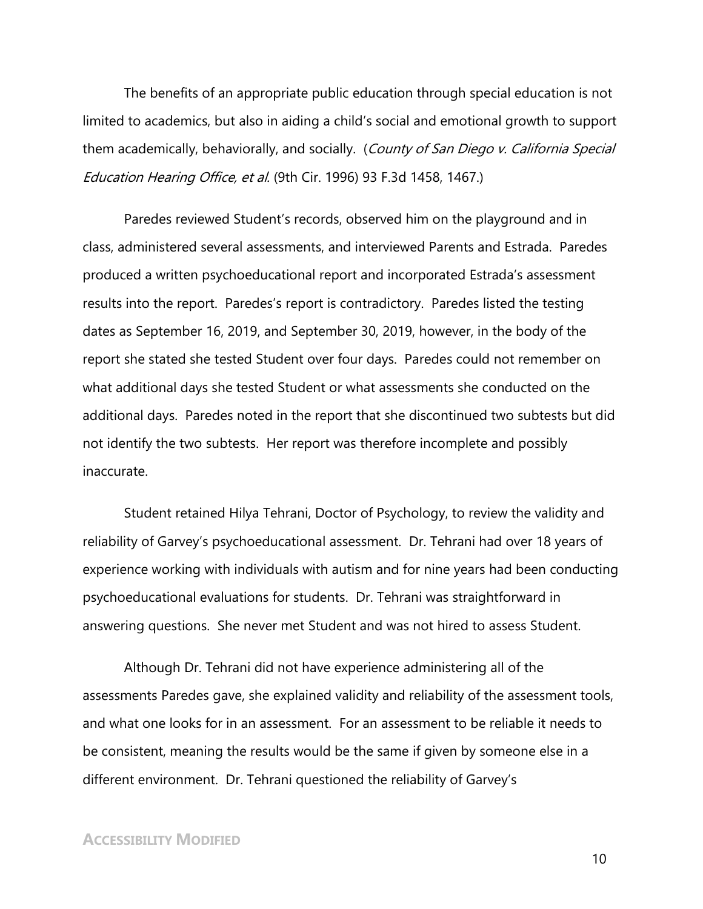The benefits of an appropriate public education through special education is not limited to academics, but also in aiding a child's social and emotional growth to support them academically, behaviorally, and socially. (*County of San Diego v. California Special Education Hearing Office, et al.* (9th Cir. 1996) 93 F.3d 1458, 1467.)

Paredes reviewed Student's records, observed him on the playground and in class, administered several assessments, and interviewed Parents and Estrada. Paredes produced a written psychoeducational report and incorporated Estrada's assessment results into the report. Paredes's report is contradictory. Paredes listed the testing dates as September 16, 2019, and September 30, 2019, however, in the body of the report she stated she tested Student over four days. Paredes could not remember on what additional days she tested Student or what assessments she conducted on the additional days. Paredes noted in the report that she discontinued two subtests but did not identify the two subtests. Her report was therefore incomplete and possibly inaccurate.

Student retained Hilya Tehrani, Doctor of Psychology, to review the validity and reliability of Garvey's psychoeducational assessment. Dr. Tehrani had over 18 years of experience working with individuals with autism and for nine years had been conducting psychoeducational evaluations for students. Dr. Tehrani was straightforward in answering questions. She never met Student and was not hired to assess Student.

Although Dr. Tehrani did not have experience administering all of the assessments Paredes gave, she explained validity and reliability of the assessment tools, and what one looks for in an assessment. For an assessment to be reliable it needs to be consistent, meaning the results would be the same if given by someone else in a different environment. Dr. Tehrani questioned the reliability of Garvey's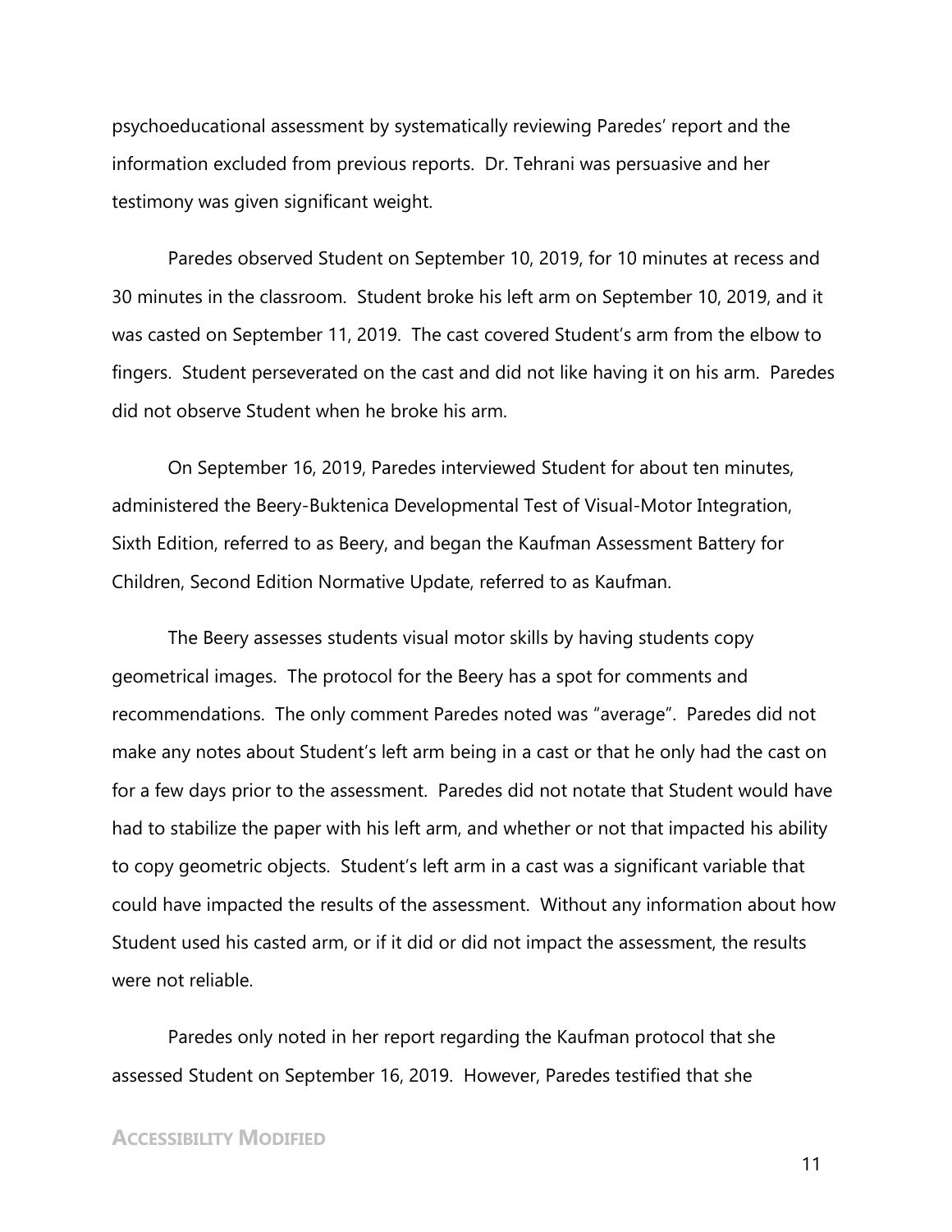psychoeducational assessment by systematically reviewing Paredes' report and the information excluded from previous reports. Dr. Tehrani was persuasive and her testimony was given significant weight.

Paredes observed Student on September 10, 2019, for 10 minutes at recess and 30 minutes in the classroom. Student broke his left arm on September 10, 2019, and it was casted on September 11, 2019. The cast covered Student's arm from the elbow to fingers. Student perseverated on the cast and did not like having it on his arm. Paredes did not observe Student when he broke his arm.

On September 16, 2019, Paredes interviewed Student for about ten minutes, administered the Beery-Buktenica Developmental Test of Visual-Motor Integration, Sixth Edition, referred to as Beery, and began the Kaufman Assessment Battery for Children, Second Edition Normative Update, referred to as Kaufman.

The Beery assesses students visual motor skills by having students copy geometrical images. The protocol for the Beery has a spot for comments and recommendations. The only comment Paredes noted was "average". Paredes did not make any notes about Student's left arm being in a cast or that he only had the cast on for a few days prior to the assessment. Paredes did not notate that Student would have had to stabilize the paper with his left arm, and whether or not that impacted his ability to copy geometric objects. Student's left arm in a cast was a significant variable that could have impacted the results of the assessment. Without any information about how Student used his casted arm, or if it did or did not impact the assessment, the results were not reliable.

Paredes only noted in her report regarding the Kaufman protocol that she assessed Student on September 16, 2019. However, Paredes testified that she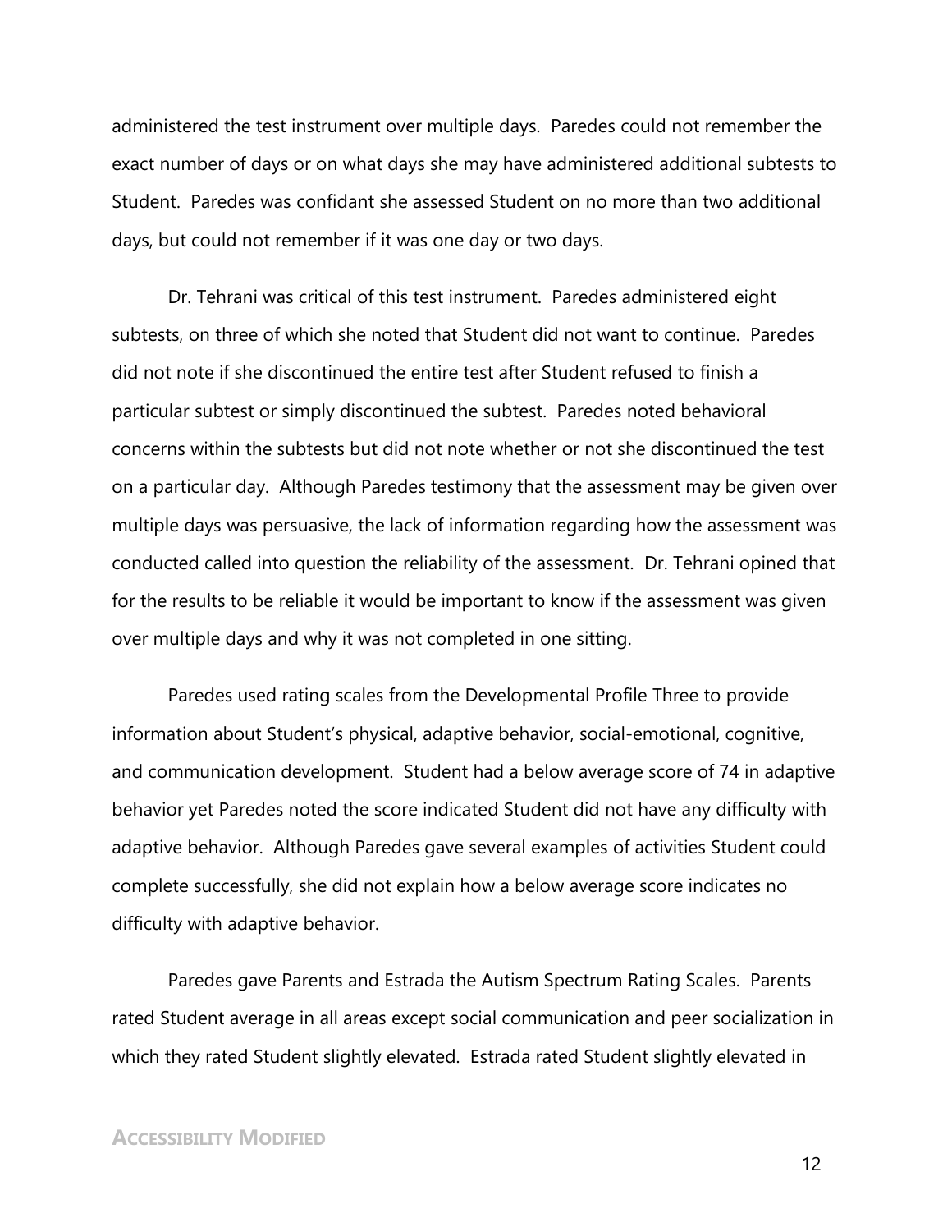administered the test instrument over multiple days. Paredes could not remember the exact number of days or on what days she may have administered additional subtests to Student. Paredes was confidant she assessed Student on no more than two additional days, but could not remember if it was one day or two days.

Dr. Tehrani was critical of this test instrument. Paredes administered eight subtests, on three of which she noted that Student did not want to continue. Paredes did not note if she discontinued the entire test after Student refused to finish a particular subtest or simply discontinued the subtest. Paredes noted behavioral concerns within the subtests but did not note whether or not she discontinued the test on a particular day. Although Paredes testimony that the assessment may be given over multiple days was persuasive, the lack of information regarding how the assessment was conducted called into question the reliability of the assessment. Dr. Tehrani opined that for the results to be reliable it would be important to know if the assessment was given over multiple days and why it was not completed in one sitting.

Paredes used rating scales from the Developmental Profile Three to provide information about Student's physical, adaptive behavior, social-emotional, cognitive, and communication development. Student had a below average score of 74 in adaptive behavior yet Paredes noted the score indicated Student did not have any difficulty with adaptive behavior. Although Paredes gave several examples of activities Student could complete successfully, she did not explain how a below average score indicates no difficulty with adaptive behavior.

Paredes gave Parents and Estrada the Autism Spectrum Rating Scales. Parents rated Student average in all areas except social communication and peer socialization in which they rated Student slightly elevated. Estrada rated Student slightly elevated in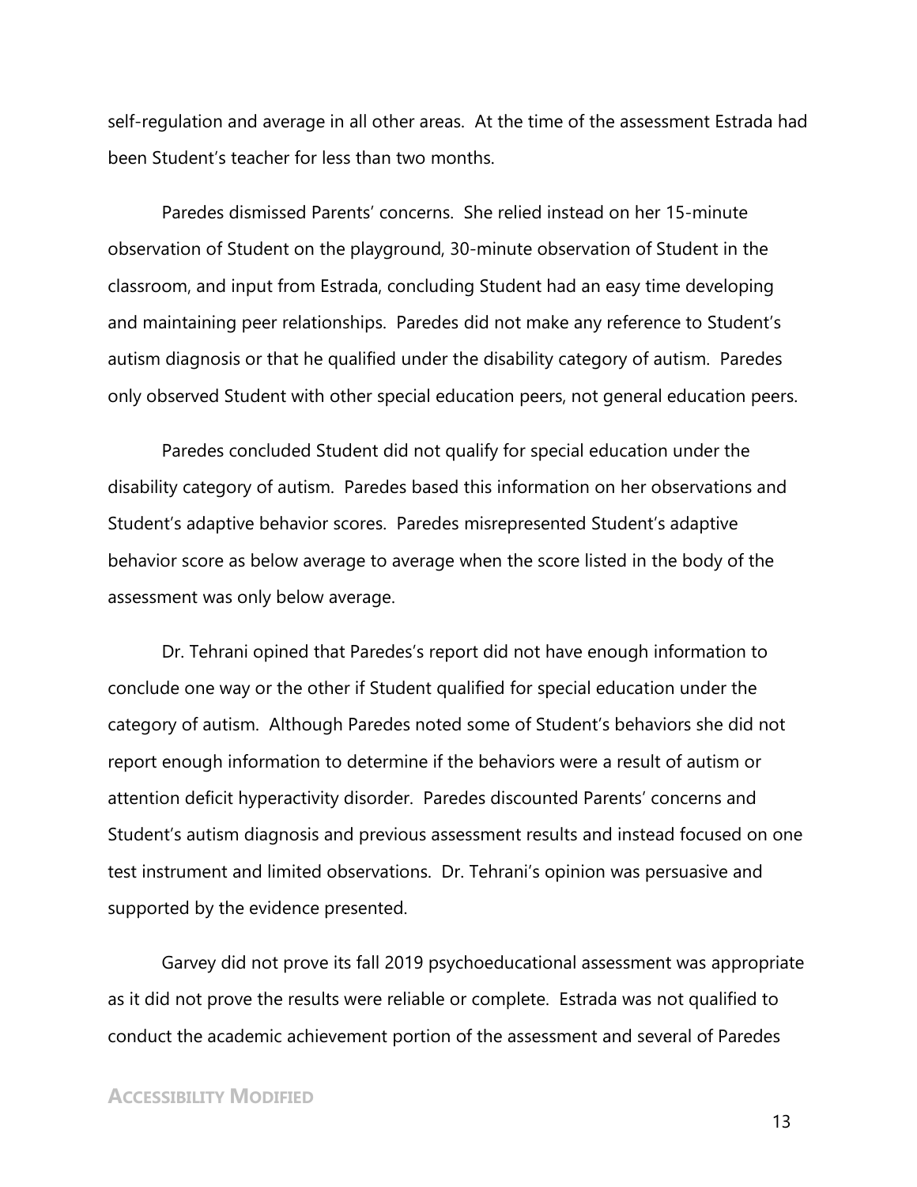self-regulation and average in all other areas. At the time of the assessment Estrada had been Student's teacher for less than two months.

Paredes dismissed Parents' concerns. She relied instead on her 15-minute observation of Student on the playground, 30-minute observation of Student in the classroom, and input from Estrada, concluding Student had an easy time developing and maintaining peer relationships. Paredes did not make any reference to Student's autism diagnosis or that he qualified under the disability category of autism. Paredes only observed Student with other special education peers, not general education peers.

Paredes concluded Student did not qualify for special education under the disability category of autism. Paredes based this information on her observations and Student's adaptive behavior scores. Paredes misrepresented Student's adaptive behavior score as below average to average when the score listed in the body of the assessment was only below average.

Dr. Tehrani opined that Paredes's report did not have enough information to conclude one way or the other if Student qualified for special education under the category of autism. Although Paredes noted some of Student's behaviors she did not report enough information to determine if the behaviors were a result of autism or attention deficit hyperactivity disorder. Paredes discounted Parents' concerns and Student's autism diagnosis and previous assessment results and instead focused on one test instrument and limited observations. Dr. Tehrani's opinion was persuasive and supported by the evidence presented.

Garvey did not prove its fall 2019 psychoeducational assessment was appropriate as it did not prove the results were reliable or complete. Estrada was not qualified to conduct the academic achievement portion of the assessment and several of Paredes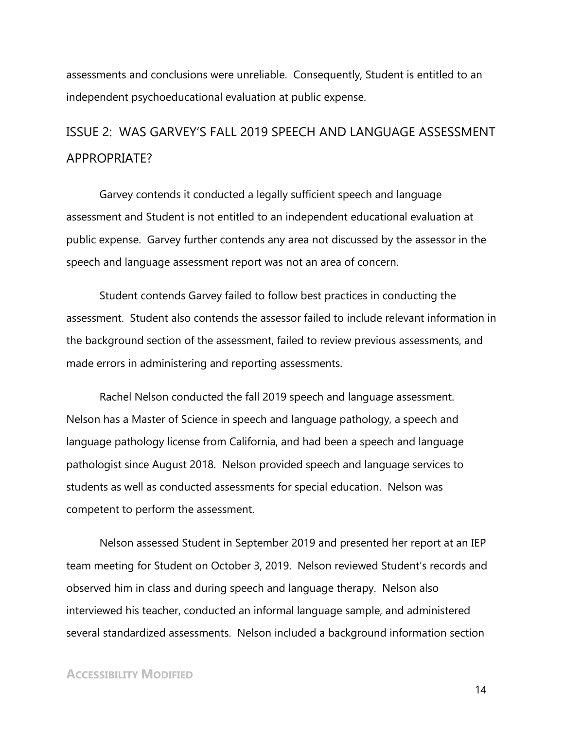assessments and conclusions were unreliable. Consequently, Student is entitled to an independent psychoeducational evaluation at public expense.

## ISSUE 2: WAS GARVEY'S FALL 2019 SPEECH AND LANGUAGE ASSESSMENT APPROPRIATE?

Garvey contends it conducted a legally sufficient speech and language assessment and Student is not entitled to an independent educational evaluation at public expense. Garvey further contends any area not discussed by the assessor in the speech and language assessment report was not an area of concern.

Student contends Garvey failed to follow best practices in conducting the assessment. Student also contends the assessor failed to include relevant information in the background section of the assessment, failed to review previous assessments, and made errors in administering and reporting assessments.

Rachel Nelson conducted the fall 2019 speech and language assessment. Nelson has a Master of Science in speech and language pathology, a speech and language pathology license from California, and had been a speech and language pathologist since August 2018. Nelson provided speech and language services to students as well as conducted assessments for special education. Nelson was competent to perform the assessment.

Nelson assessed Student in September 2019 and presented her report at an IEP team meeting for Student on October 3, 2019. Nelson reviewed Student's records and observed him in class and during speech and language therapy. Nelson also interviewed his teacher, conducted an informal language sample, and administered several standardized assessments. Nelson included a background information section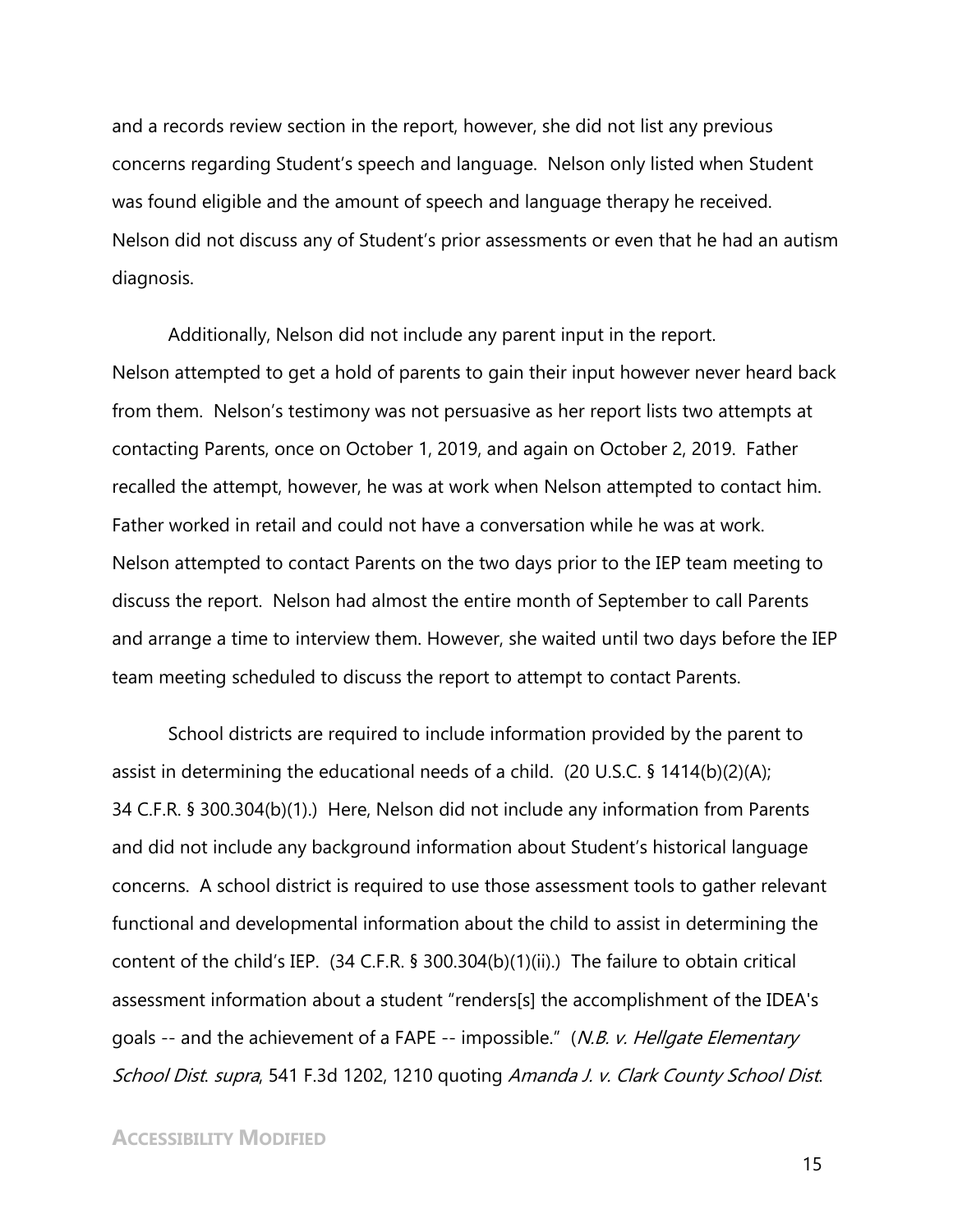and a records review section in the report, however, she did not list any previous concerns regarding Student's speech and language. Nelson only listed when Student was found eligible and the amount of speech and language therapy he received. Nelson did not discuss any of Student's prior assessments or even that he had an autism diagnosis.

Additionally, Nelson did not include any parent input in the report. Nelson attempted to get a hold of parents to gain their input however never heard back from them. Nelson's testimony was not persuasive as her report lists two attempts at contacting Parents, once on October 1, 2019, and again on October 2, 2019. Father recalled the attempt, however, he was at work when Nelson attempted to contact him. Father worked in retail and could not have a conversation while he was at work. Nelson attempted to contact Parents on the two days prior to the IEP team meeting to discuss the report. Nelson had almost the entire month of September to call Parents and arrange a time to interview them. However, she waited until two days before the IEP team meeting scheduled to discuss the report to attempt to contact Parents.

School districts are required to include information provided by the parent to assist in determining the educational needs of a child. (20 U.S.C. § 1414(b)(2)(A); 34 C.F.R. § 300.304(b)(1).) Here, Nelson did not include any information from Parents and did not include any background information about Student's historical language concerns. A school district is required to use those assessment tools to gather relevant functional and developmental information about the child to assist in determining the content of the child's IEP. (34 C.F.R. § 300.304(b)(1)(ii).) The failure to obtain critical assessment information about a student "renders[s] the accomplishment of the IDEA's goals -- and the achievement of a FAPE -- impossible." (*N.B. v. Hellgate Elementary School Dist. supra*, 541 F.3d 1202, 1210 quoting *Amanda J. v. Clark County School Dist.*

ACCESSIBILITY MODIFIED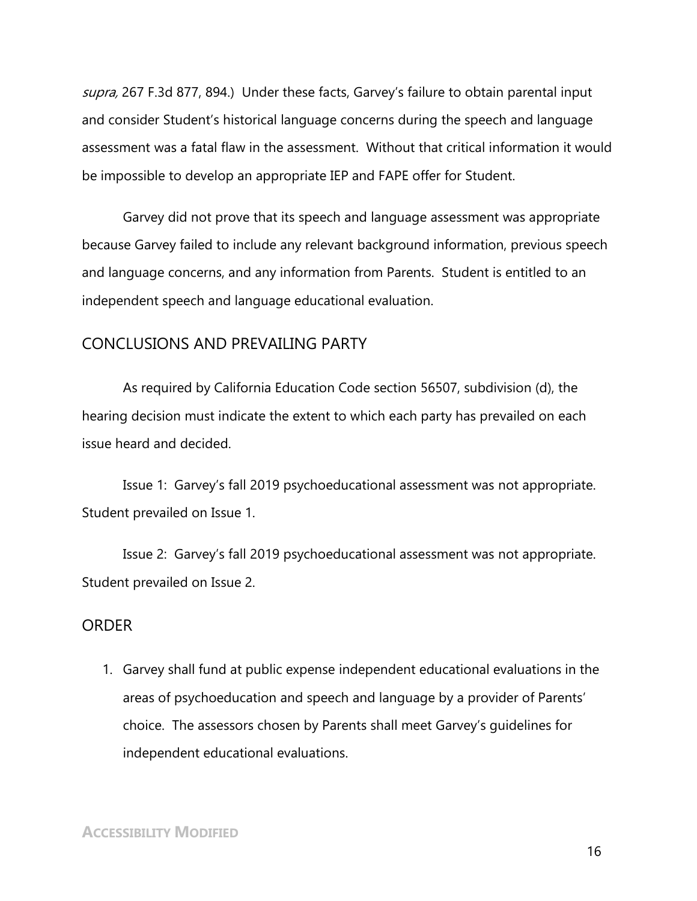*supra,* 267 F.3d 877, 894.) Under these facts, Garvey's failure to obtain parental input and consider Student's historical language concerns during the speech and language assessment was a fatal flaw in the assessment. Without that critical information it would be impossible to develop an appropriate IEP and FAPE offer for Student.

Garvey did not prove that its speech and language assessment was appropriate because Garvey failed to include any relevant background information, previous speech and language concerns, and any information from Parents. Student is entitled to an independent speech and language educational evaluation.

## CONCLUSIONS AND PREVAILING PARTY

As required by California Education Code section 56507, subdivision (d), the hearing decision must indicate the extent to which each party has prevailed on each issue heard and decided.

Issue 1: Garvey's fall 2019 psychoeducational assessment was not appropriate. Student prevailed on Issue 1.

Issue 2: Garvey's fall 2019 psychoeducational assessment was not appropriate. Student prevailed on Issue 2.

## ORDER

1. Garvey shall fund at public expense independent educational evaluations in the areas of psychoeducation and speech and language by a provider of Parents' choice. The assessors chosen by Parents shall meet Garvey's guidelines for independent educational evaluations.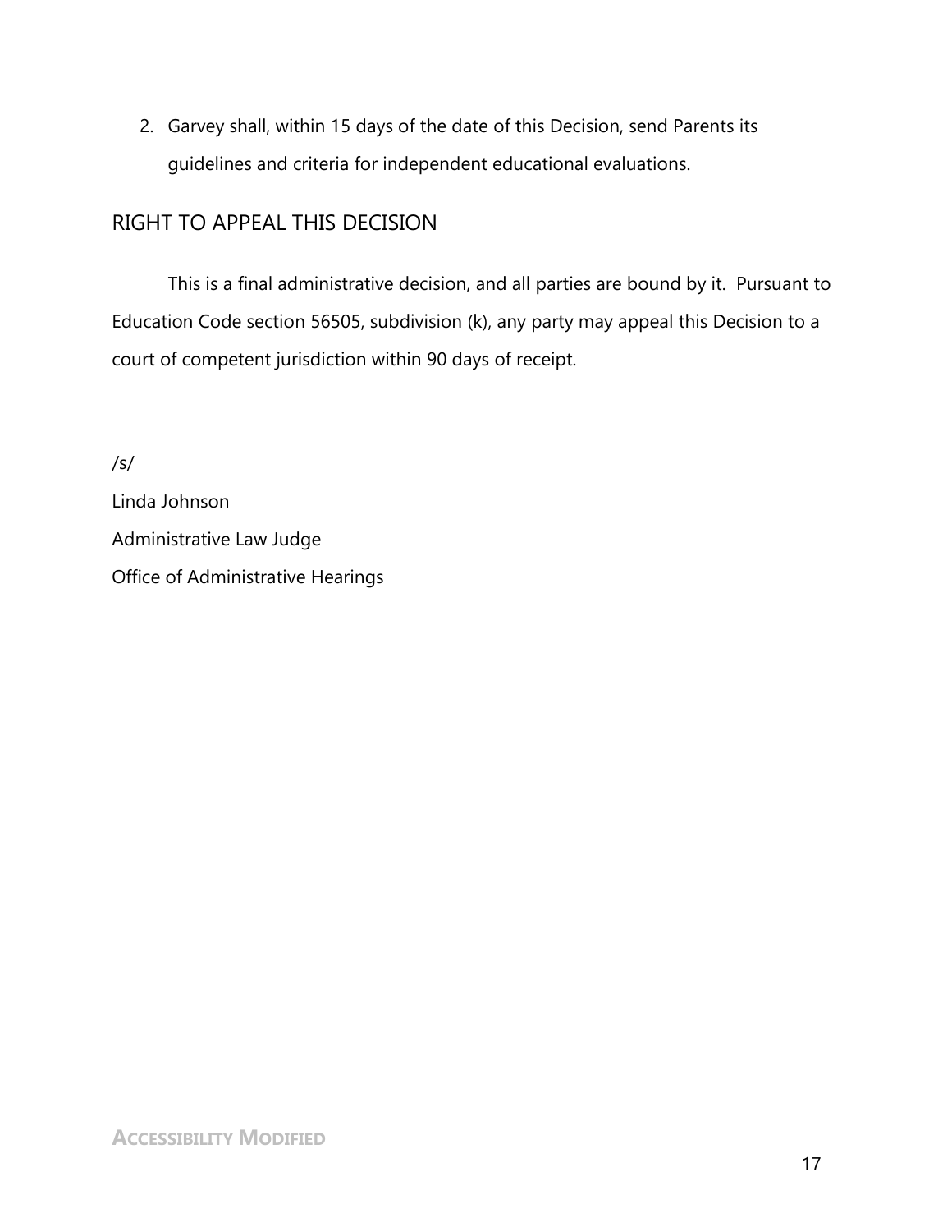2. Garvey shall, within 15 days of the date of this Decision, send Parents its guidelines and criteria for independent educational evaluations.

## RIGHT TO APPEAL THIS DECISION

This is a final administrative decision, and all parties are bound by it. Pursuant to Education Code section 56505, subdivision (k), any party may appeal this Decision to a court of competent jurisdiction within 90 days of receipt.

/s/

Linda Johnson

Administrative Law Judge

Office of Administrative Hearings